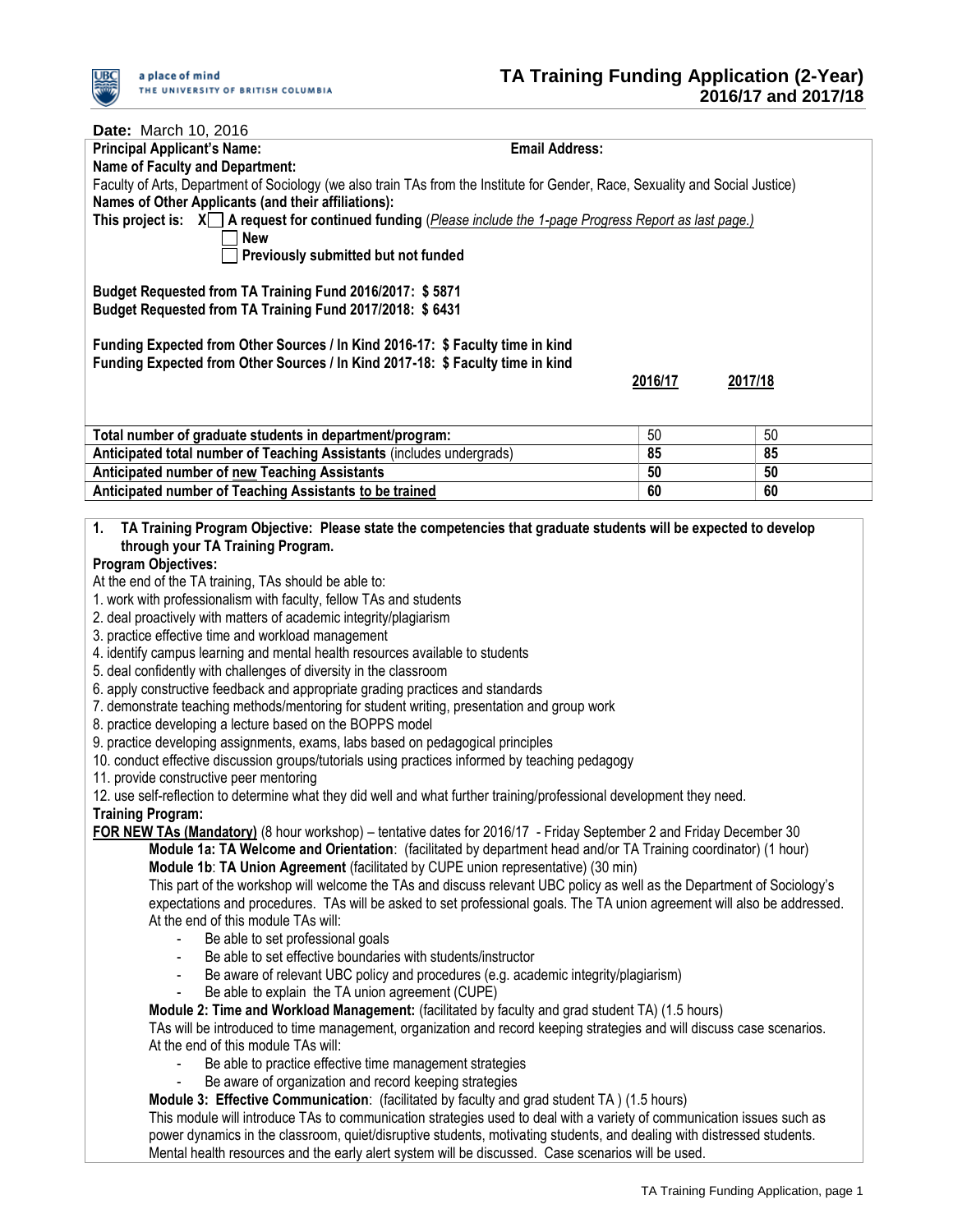# TA Training Funding Application (2-Year) 2016/17 and 2017/18

**Date:** March 10, 2016

**Principal Applicant's Name:** **Email Address:**

**Name of Faculty and Department:**

Faculty of Arts, Department of Sociology (we also train TAs from the Institute for Gender, Race, Sexuality and Social Justice)

**Names of Other Applicants (and their affiliations):**

**This project is:** X☐ **A request for continued funding** (*Please include the 1-page Progress Report as last page.)*

☐ **New**

☐ **Previously submitted but not funded**

**Budget Requested from TA Training Fund 2016/2017: $ 5871**

**Budget Requested from TA Training Fund 2017/2018: $ 6431**

**Funding Expected from Other Sources / In Kind 2016-17: $ Faculty time in kind**

**Funding Expected from Other Sources / In Kind 2017-18: $ Faculty time in kind**

| | **2016/17** | **2017/18** |
|---|---|---|
| **Total number of graduate students in department/program:** | 50 | 50 |
| **Anticipated total number of Teaching Assistants** (includes undergrads) | **85** | **85** |
| **Anticipated number of new Teaching Assistants** | **50** | **50** |
| **Anticipated number of Teaching Assistants to be trained** | **60** | **60** |

**1. TA Training Program Objective: Please state the competencies that graduate students will be expected to develop through your TA Training Program.**

**Program Objectives:**

At the end of the TA training, TAs should be able to:

1. work with professionalism with faculty, fellow TAs and students
2. deal proactively with matters of academic integrity/plagiarism
3. practice effective time and workload management
4. identify campus learning and mental health resources available to students
5. deal confidently with challenges of diversity in the classroom
6. apply constructive feedback and appropriate grading practices and standards
7. demonstrate teaching methods/mentoring for student writing, presentation and group work
8. practice developing a lecture based on the BOPPS model
9. practice developing assignments, exams, labs based on pedagogical principles
10. conduct effective discussion groups/tutorials using practices informed by teaching pedagogy
11. provide constructive peer mentoring
12. use self-reflection to determine what they did well and what further training/professional development they need.

**Training Program:**

**FOR NEW TAs (Mandatory)** (8 hour workshop) – tentative dates for 2016/17 - Friday September 2 and Friday December 30

**Module 1a: TA Welcome and Orientation**: (facilitated by department head and/or TA Training coordinator) (1 hour)

**Module 1b**: **TA Union Agreement** (facilitated by CUPE union representative) (30 min)

This part of the workshop will welcome the TAs and discuss relevant UBC policy as well as the Department of Sociology's expectations and procedures. TAs will be asked to set professional goals. The TA union agreement will also be addressed. At the end of this module TAs will:

- Be able to set professional goals
- Be able to set effective boundaries with students/instructor
- Be aware of relevant UBC policy and procedures (e.g. academic integrity/plagiarism)
- Be able to explain the TA union agreement (CUPE)

**Module 2: Time and Workload Management:** (facilitated by faculty and grad student TA) (1.5 hours)

TAs will be introduced to time management, organization and record keeping strategies and will discuss case scenarios. At the end of this module TAs will:

- Be able to practice effective time management strategies
- Be aware of organization and record keeping strategies

**Module 3: Effective Communication**: (facilitated by faculty and grad student TA ) (1.5 hours)

This module will introduce TAs to communication strategies used to deal with a variety of communication issues such as power dynamics in the classroom, quiet/disruptive students, motivating students, and dealing with distressed students. Mental health resources and the early alert system will be discussed. Case scenarios will be used.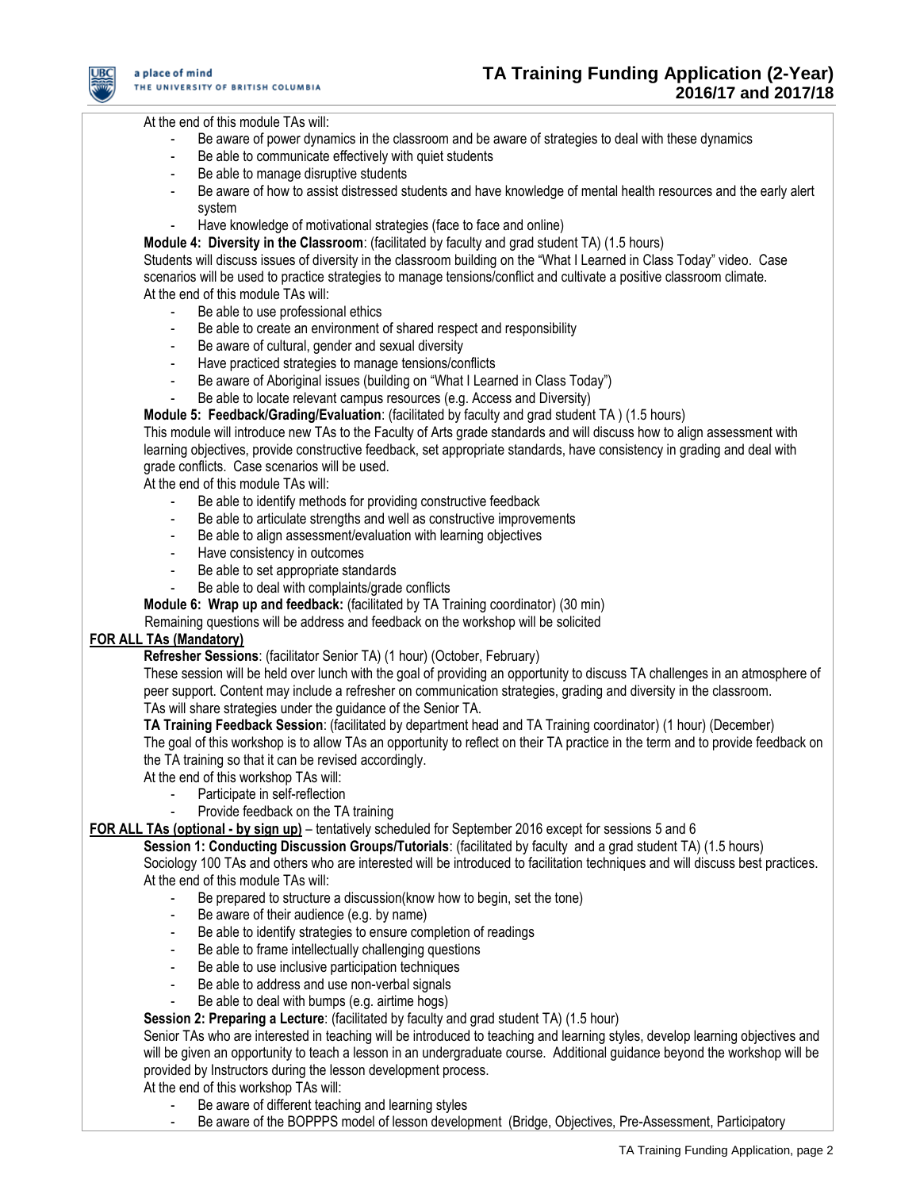At the end of this module TAs will:

- Be aware of power dynamics in the classroom and be aware of strategies to deal with these dynamics
- Be able to communicate effectively with quiet students
- Be able to manage disruptive students
- Be aware of how to assist distressed students and have knowledge of mental health resources and the early alert system
- Have knowledge of motivational strategies (face to face and online)

**Module 4: Diversity in the Classroom**: (facilitated by faculty and grad student TA) (1.5 hours)

Students will discuss issues of diversity in the classroom building on the "What I Learned in Class Today" video. Case scenarios will be used to practice strategies to manage tensions/conflict and cultivate a positive classroom climate.

At the end of this module TAs will:

- Be able to use professional ethics
- Be able to create an environment of shared respect and responsibility
- Be aware of cultural, gender and sexual diversity
- Have practiced strategies to manage tensions/conflicts
- Be aware of Aboriginal issues (building on "What I Learned in Class Today")
- Be able to locate relevant campus resources (e.g. Access and Diversity)

**Module 5: Feedback/Grading/Evaluation**: (facilitated by faculty and grad student TA ) (1.5 hours)

This module will introduce new TAs to the Faculty of Arts grade standards and will discuss how to align assessment with learning objectives, provide constructive feedback, set appropriate standards, have consistency in grading and deal with grade conflicts. Case scenarios will be used.

At the end of this module TAs will:

- Be able to identify methods for providing constructive feedback
- Be able to articulate strengths and well as constructive improvements
- Be able to align assessment/evaluation with learning objectives
- Have consistency in outcomes
- Be able to set appropriate standards
- Be able to deal with complaints/grade conflicts

**Module 6: Wrap up and feedback:** (facilitated by TA Training coordinator) (30 min)

Remaining questions will be address and feedback on the workshop will be solicited

**FOR ALL TAs (Mandatory)**

**Refresher Sessions**: (facilitator Senior TA) (1 hour) (October, February)

These session will be held over lunch with the goal of providing an opportunity to discuss TA challenges in an atmosphere of peer support. Content may include a refresher on communication strategies, grading and diversity in the classroom. TAs will share strategies under the guidance of the Senior TA.

**TA Training Feedback Session**: (facilitated by department head and TA Training coordinator) (1 hour) (December)

The goal of this workshop is to allow TAs an opportunity to reflect on their TA practice in the term and to provide feedback on the TA training so that it can be revised accordingly.

At the end of this workshop TAs will:

- Participate in self-reflection
- Provide feedback on the TA training

**FOR ALL TAs (optional - by sign up)** – tentatively scheduled for September 2016 except for sessions 5 and 6

**Session 1: Conducting Discussion Groups/Tutorials**: (facilitated by faculty and a grad student TA) (1.5 hours)

Sociology 100 TAs and others who are interested will be introduced to facilitation techniques and will discuss best practices.

At the end of this module TAs will:

- Be prepared to structure a discussion(know how to begin, set the tone)
- Be aware of their audience (e.g. by name)
- Be able to identify strategies to ensure completion of readings
- Be able to frame intellectually challenging questions
- Be able to use inclusive participation techniques
- Be able to address and use non-verbal signals
- Be able to deal with bumps (e.g. airtime hogs)

**Session 2: Preparing a Lecture**: (facilitated by faculty and grad student TA) (1.5 hour)

Senior TAs who are interested in teaching will be introduced to teaching and learning styles, develop learning objectives and will be given an opportunity to teach a lesson in an undergraduate course. Additional guidance beyond the workshop will be provided by Instructors during the lesson development process.

At the end of this workshop TAs will:

- Be aware of different teaching and learning styles
- Be aware of the BOPPPS model of lesson development (Bridge, Objectives, Pre-Assessment, Participatory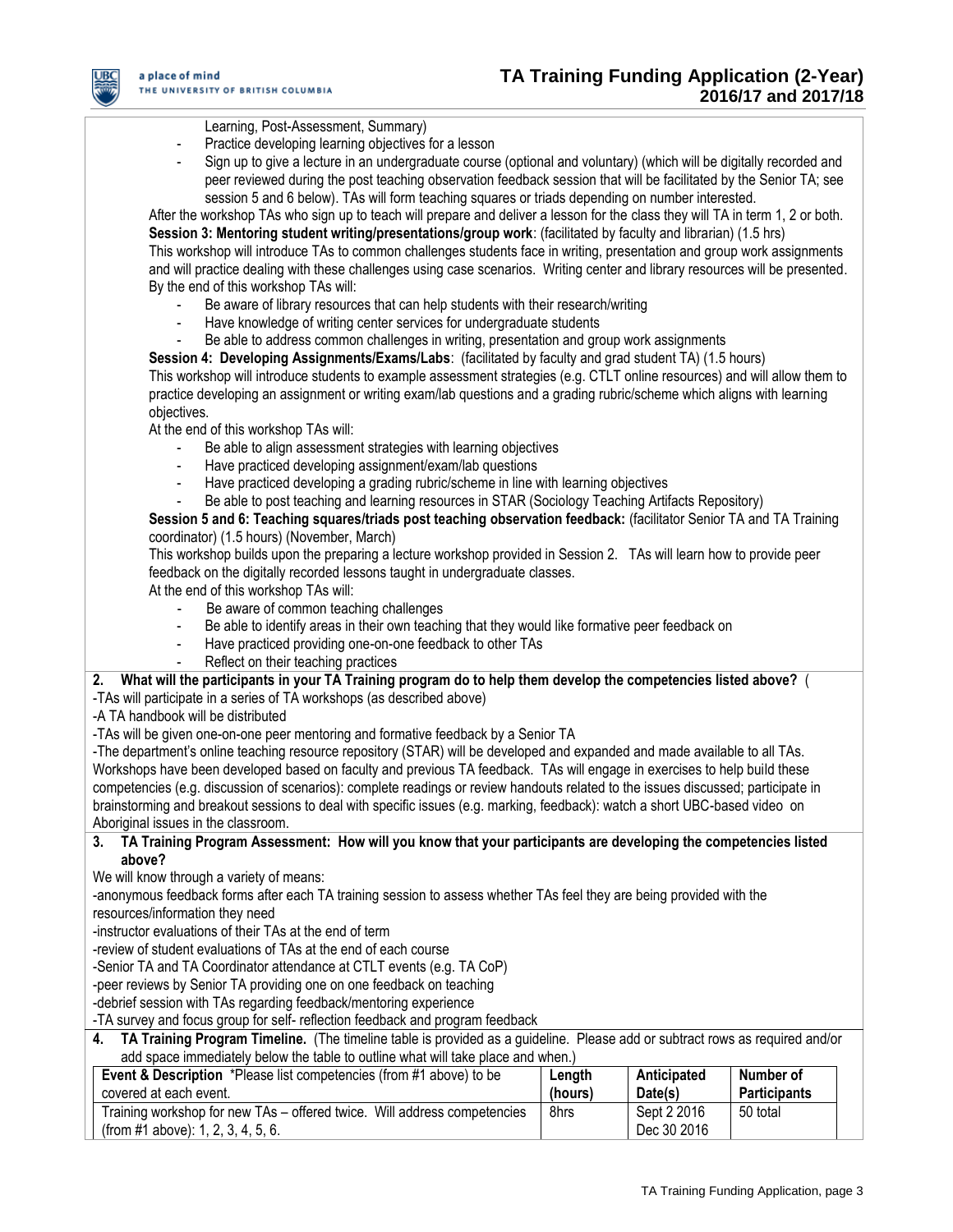Learning, Post-Assessment, Summary)

- Practice developing learning objectives for a lesson
- Sign up to give a lecture in an undergraduate course (optional and voluntary) (which will be digitally recorded and peer reviewed during the post teaching observation feedback session that will be facilitated by the Senior TA; see session 5 and 6 below). TAs will form teaching squares or triads depending on number interested.

After the workshop TAs who sign up to teach will prepare and deliver a lesson for the class they will TA in term 1, 2 or both.

**Session 3: Mentoring student writing/presentations/group work**: (facilitated by faculty and librarian) (1.5 hrs)

This workshop will introduce TAs to common challenges students face in writing, presentation and group work assignments and will practice dealing with these challenges using case scenarios. Writing center and library resources will be presented. By the end of this workshop TAs will:

- Be aware of library resources that can help students with their research/writing
- Have knowledge of writing center services for undergraduate students
- Be able to address common challenges in writing, presentation and group work assignments

**Session 4: Developing Assignments/Exams/Labs**: (facilitated by faculty and grad student TA) (1.5 hours)

This workshop will introduce students to example assessment strategies (e.g. CTLT online resources) and will allow them to practice developing an assignment or writing exam/lab questions and a grading rubric/scheme which aligns with learning objectives.

At the end of this workshop TAs will:

- Be able to align assessment strategies with learning objectives
- Have practiced developing assignment/exam/lab questions
- Have practiced developing a grading rubric/scheme in line with learning objectives
- Be able to post teaching and learning resources in STAR (Sociology Teaching Artifacts Repository)

**Session 5 and 6: Teaching squares/triads post teaching observation feedback:** (facilitator Senior TA and TA Training coordinator) (1.5 hours) (November, March)

This workshop builds upon the preparing a lecture workshop provided in Session 2. TAs will learn how to provide peer feedback on the digitally recorded lessons taught in undergraduate classes.

At the end of this workshop TAs will:

- Be aware of common teaching challenges
- Be able to identify areas in their own teaching that they would like formative peer feedback on
- Have practiced providing one-on-one feedback to other TAs
- Reflect on their teaching practices

**2. What will the participants in your TA Training program do to help them develop the competencies listed above?** (

-TAs will participate in a series of TA workshops (as described above)
-A TA handbook will be distributed
-TAs will be given one-on-one peer mentoring and formative feedback by a Senior TA
-The department's online teaching resource repository (STAR) will be developed and expanded and made available to all TAs.
Workshops have been developed based on faculty and previous TA feedback. TAs will engage in exercises to help build these competencies (e.g. discussion of scenarios): complete readings or review handouts related to the issues discussed; participate in brainstorming and breakout sessions to deal with specific issues (e.g. marking, feedback): watch a short UBC-based video on Aboriginal issues in the classroom.

**3. TA Training Program Assessment: How will you know that your participants are developing the competencies listed above?**

We will know through a variety of means:
-anonymous feedback forms after each TA training session to assess whether TAs feel they are being provided with the resources/information they need
-instructor evaluations of their TAs at the end of term
-review of student evaluations of TAs at the end of each course
-Senior TA and TA Coordinator attendance at CTLT events (e.g. TA CoP)
-peer reviews by Senior TA providing one on one feedback on teaching
-debrief session with TAs regarding feedback/mentoring experience
-TA survey and focus group for self- reflection feedback and program feedback

**4. TA Training Program Timeline.** (The timeline table is provided as a guideline. Please add or subtract rows as required and/or add space immediately below the table to outline what will take place and when.)

| **Event & Description** *Please list competencies (from #1 above) to be covered at each event. | **Length (hours)** | **Anticipated Date(s)** | **Number of Participants** |
|---|---|---|---|
| Training workshop for new TAs – offered twice. Will address competencies (from #1 above): 1, 2, 3, 4, 5, 6. | 8hrs | Sept 2 2016<br>Dec 30 2016 | 50 total |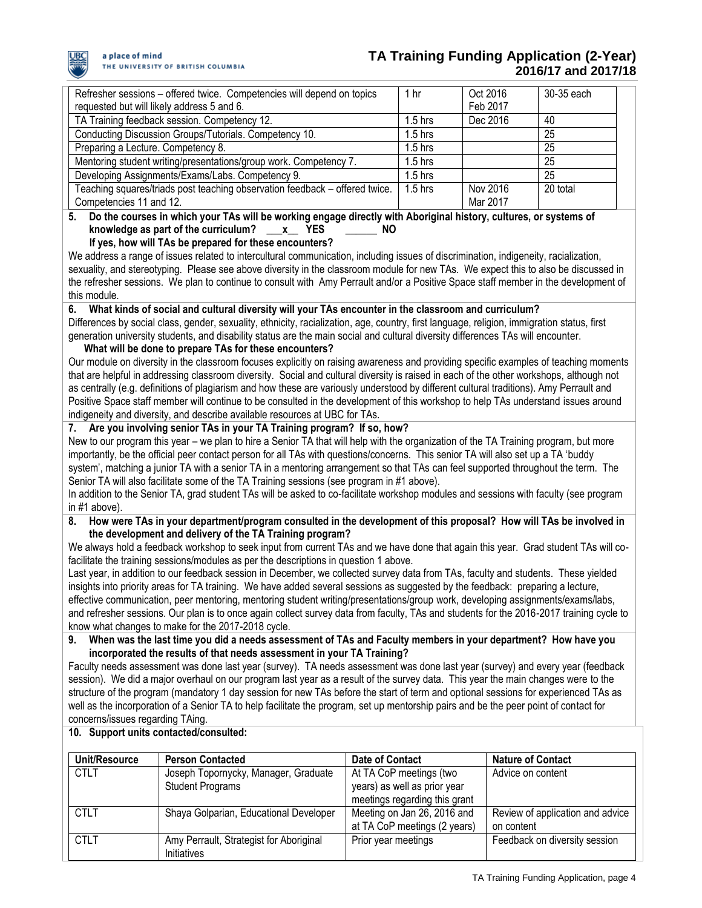| | | | |
|---|---|---|---|
| Refresher sessions – offered twice. Competencies will depend on topics requested but will likely address 5 and 6. | 1 hr | Oct 2016<br>Feb 2017 | 30-35 each |
| TA Training feedback session. Competency 12. | 1.5 hrs | Dec 2016 | 40 |
| Conducting Discussion Groups/Tutorials. Competency 10. | 1.5 hrs | | 25 |
| Preparing a Lecture. Competency 8. | 1.5 hrs | | 25 |
| Mentoring student writing/presentations/group work. Competency 7. | 1.5 hrs | | 25 |
| Developing Assignments/Exams/Labs. Competency 9. | 1.5 hrs | | 25 |
| Teaching squares/triads post teaching observation feedback – offered twice. Competencies 11 and 12. | 1.5 hrs | Nov 2016<br>Mar 2017 | 20 total |

**5. Do the courses in which your TAs will be working engage directly with Aboriginal history, cultures, or systems of knowledge as part of the curriculum? ___x__ YES ______ NO**

**If yes, how will TAs be prepared for these encounters?**

We address a range of issues related to intercultural communication, including issues of discrimination, indigeneity, racialization, sexuality, and stereotyping. Please see above diversity in the classroom module for new TAs. We expect this to also be discussed in the refresher sessions. We plan to continue to consult with Amy Perrault and/or a Positive Space staff member in the development of this module.

**6. What kinds of social and cultural diversity will your TAs encounter in the classroom and curriculum?**

Differences by social class, gender, sexuality, ethnicity, racialization, age, country, first language, religion, immigration status, first generation university students, and disability status are the main social and cultural diversity differences TAs will encounter.

**What will be done to prepare TAs for these encounters?**

Our module on diversity in the classroom focuses explicitly on raising awareness and providing specific examples of teaching moments that are helpful in addressing classroom diversity. Social and cultural diversity is raised in each of the other workshops, although not as centrally (e.g. definitions of plagiarism and how these are variously understood by different cultural traditions). Amy Perrault and Positive Space staff member will continue to be consulted in the development of this workshop to help TAs understand issues around indigeneity and diversity, and describe available resources at UBC for TAs.

**7. Are you involving senior TAs in your TA Training program? If so, how?**

New to our program this year – we plan to hire a Senior TA that will help with the organization of the TA Training program, but more importantly, be the official peer contact person for all TAs with questions/concerns. This senior TA will also set up a TA 'buddy system', matching a junior TA with a senior TA in a mentoring arrangement so that TAs can feel supported throughout the term. The Senior TA will also facilitate some of the TA Training sessions (see program in #1 above).

In addition to the Senior TA, grad student TAs will be asked to co-facilitate workshop modules and sessions with faculty (see program in #1 above).

**8. How were TAs in your department/program consulted in the development of this proposal? How will TAs be involved in the development and delivery of the TA Training program?**

We always hold a feedback workshop to seek input from current TAs and we have done that again this year. Grad student TAs will co-facilitate the training sessions/modules as per the descriptions in question 1 above.

Last year, in addition to our feedback session in December, we collected survey data from TAs, faculty and students. These yielded insights into priority areas for TA training. We have added several sessions as suggested by the feedback: preparing a lecture, effective communication, peer mentoring, mentoring student writing/presentations/group work, developing assignments/exams/labs, and refresher sessions. Our plan is to once again collect survey data from faculty, TAs and students for the 2016-2017 training cycle to know what changes to make for the 2017-2018 cycle.

**9. When was the last time you did a needs assessment of TAs and Faculty members in your department? How have you incorporated the results of that needs assessment in your TA Training?**

Faculty needs assessment was done last year (survey). TA needs assessment was done last year (survey) and every year (feedback session). We did a major overhaul on our program last year as a result of the survey data. This year the main changes were to the structure of the program (mandatory 1 day session for new TAs before the start of term and optional sessions for experienced TAs as well as the incorporation of a Senior TA to help facilitate the program, set up mentorship pairs and be the peer point of contact for concerns/issues regarding TAing.

**10. Support units contacted/consulted:**

| Unit/Resource | Person Contacted | Date of Contact | Nature of Contact |
|---|---|---|---|
| CTLT | Joseph Topornycky, Manager, Graduate Student Programs | At TA CoP meetings (two years) as well as prior year meetings regarding this grant | Advice on content |
| CTLT | Shaya Golparian, Educational Developer | Meeting on Jan 26, 2016 and at TA CoP meetings (2 years) | Review of application and advice on content |
| CTLT | Amy Perrault, Strategist for Aboriginal Initiatives | Prior year meetings | Feedback on diversity session |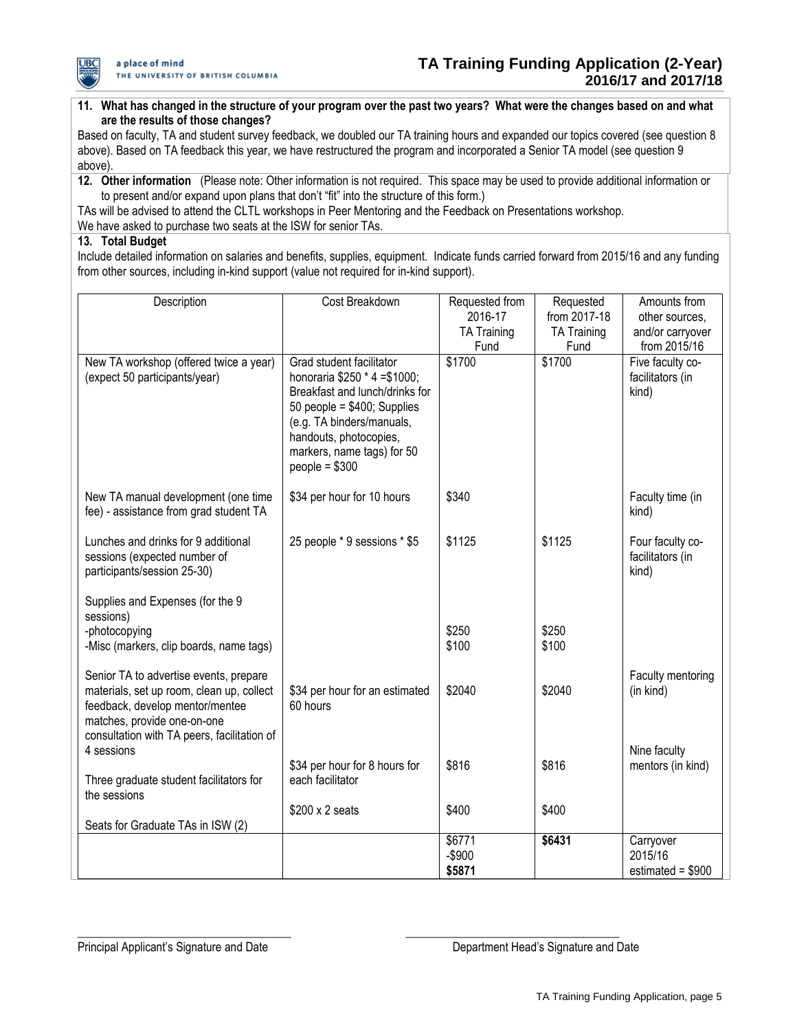**11. What has changed in the structure of your program over the past two years? What were the changes based on and what are the results of those changes?**

Based on faculty, TA and student survey feedback, we doubled our TA training hours and expanded our topics covered (see question 8 above). Based on TA feedback this year, we have restructured the program and incorporated a Senior TA model (see question 9 above).

**12. Other information** (Please note: Other information is not required. This space may be used to provide additional information or to present and/or expand upon plans that don't "fit" into the structure of this form.)

TAs will be advised to attend the CLTL workshops in Peer Mentoring and the Feedback on Presentations workshop.
We have asked to purchase two seats at the ISW for senior TAs.

**13. Total Budget**

Include detailed information on salaries and benefits, supplies, equipment. Indicate funds carried forward from 2015/16 and any funding from other sources, including in-kind support (value not required for in-kind support).

| Description | Cost Breakdown | Requested from 2016-17 TA Training Fund | Requested from 2017-18 TA Training Fund | Amounts from other sources, and/or carryover from 2015/16 |
|---|---|---|---|---|
| New TA workshop (offered twice a year) (expect 50 participants/year) | Grad student facilitator honoraria $250 * 4 =$1000; Breakfast and lunch/drinks for 50 people = $400; Supplies (e.g. TA binders/manuals, handouts, photocopies, markers, name tags) for 50 people = $300 | $1700 | $1700 | Five faculty co-facilitators (in kind) |
| New TA manual development (one time fee) - assistance from grad student TA | $34 per hour for 10 hours | $340 | | Faculty time (in kind) |
| Lunches and drinks for 9 additional sessions (expected number of participants/session 25-30) | 25 people * 9 sessions * $5 | $1125 | $1125 | Four faculty co-facilitators (in kind) |
| Supplies and Expenses (for the 9 sessions)<br>-photocopying<br>-Misc (markers, clip boards, name tags) | | $250<br>$100 | $250<br>$100 | |
| Senior TA to advertise events, prepare materials, set up room, clean up, collect feedback, develop mentor/mentee matches, provide one-on-one consultation with TA peers, facilitation of 4 sessions | $34 per hour for an estimated 60 hours | $2040 | $2040 | Faculty mentoring (in kind) |
| Three graduate student facilitators for the sessions | $34 per hour for 8 hours for each facilitator | $816 | $816 | Nine faculty mentors (in kind) |
| Seats for Graduate TAs in ISW (2) | $200 x 2 seats | $400 | $400 | |
| | | $6771<br>-$900<br>**$5871** | **$6431** | Carryover 2015/16 estimated = $900 |

Principal Applicant's Signature and Date

Department Head's Signature and Date